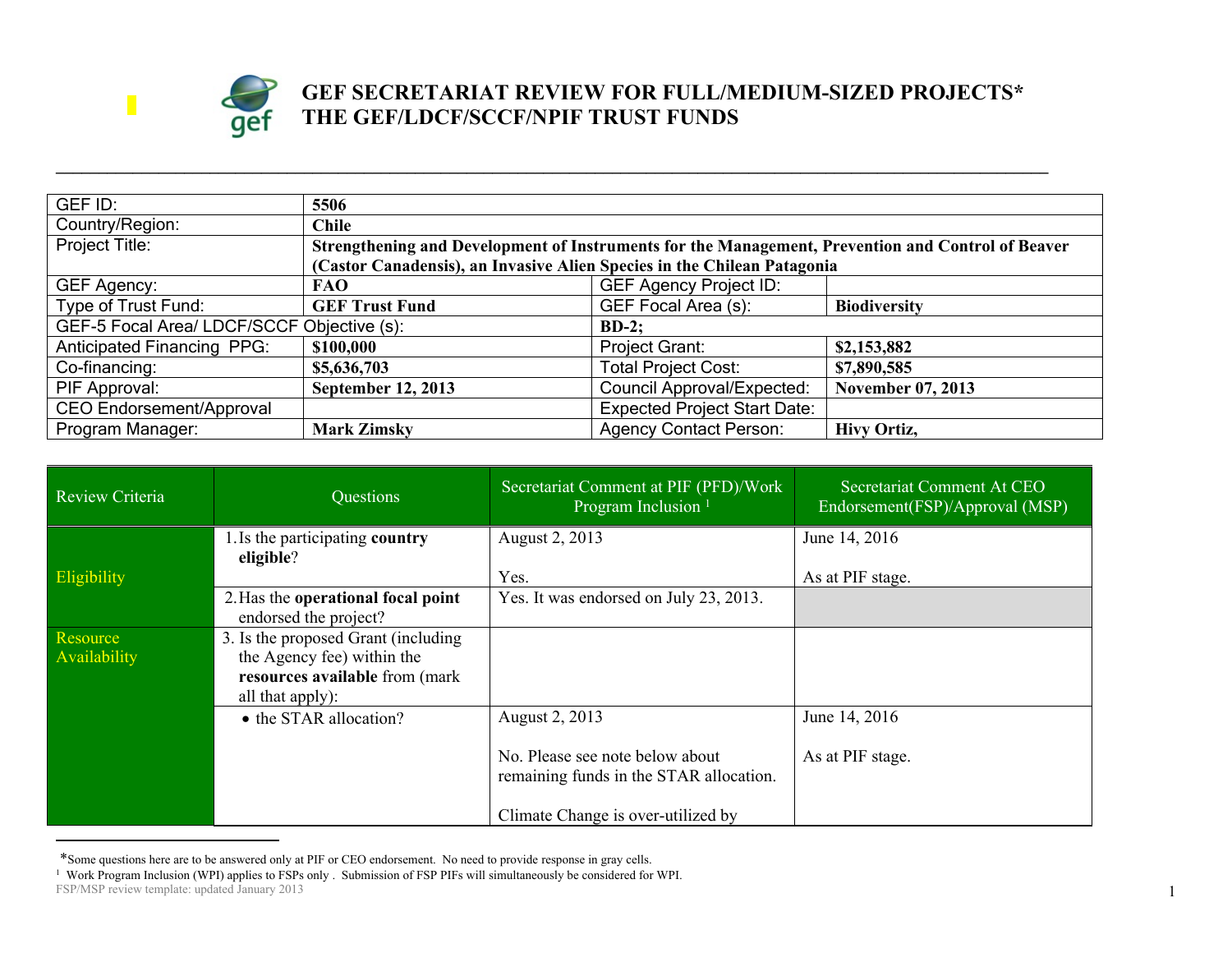# GEF SECRETARIAT REVIEW FOR FULL/MEDIUM-SIZED PROJECTS*
# THE GEF/LDCF/SCCF/NPIF TRUST FUNDS

| GEF ID: | **5506** | | |
|---|---|---|---|
| Country/Region: | **Chile** | | |
| Project Title: | **Strengthening and Development of Instruments for the Management, Prevention and Control of Beaver (Castor Canadensis), an Invasive Alien Species in the Chilean Patagonia** | | |
| GEF Agency: | **FAO** | GEF Agency Project ID: | |
| Type of Trust Fund: | **GEF Trust Fund** | GEF Focal Area (s): | **Biodiversity** |
| GEF-5 Focal Area/ LDCF/SCCF Objective (s): | | **BD-2;** | |
| Anticipated Financing PPG: | **$100,000** | Project Grant: | **$2,153,882** |
| Co-financing: | **$5,636,703** | Total Project Cost: | **$7,890,585** |
| PIF Approval: | **September 12, 2013** | Council Approval/Expected: | **November 07, 2013** |
| CEO Endorsement/Approval | | Expected Project Start Date: | |
| Program Manager: | **Mark Zimsky** | Agency Contact Person: | **Hivy Ortiz,** |

| Review Criteria | Questions | Secretariat Comment at PIF (PFD)/Work Program Inclusion [1] | Secretariat Comment At CEO Endorsement(FSP)/Approval (MSP) |
|---|---|---|---|
| Eligibility | 1. Is the participating **country eligible**? | August 2, 2013<br><br>Yes. | June 14, 2016<br><br>As at PIF stage. |
| | 2. Has the **operational focal point** endorsed the project? | Yes. It was endorsed on July 23, 2013. | |
| Resource Availability | 3. Is the proposed Grant (including the Agency fee) within the **resources available** from (mark all that apply): | | |
| | • the STAR allocation? | August 2, 2013<br><br>No. Please see note below about remaining funds in the STAR allocation.<br><br>Climate Change is over-utilized by | June 14, 2016<br><br>As at PIF stage. |

*Some questions here are to be answered only at PIF or CEO endorsement. No need to provide response in gray cells.

[1] Work Program Inclusion (WPI) applies to FSPs only . Submission of FSP PIFs will simultaneously be considered for WPI.

FSP/MSP review template: updated January 2013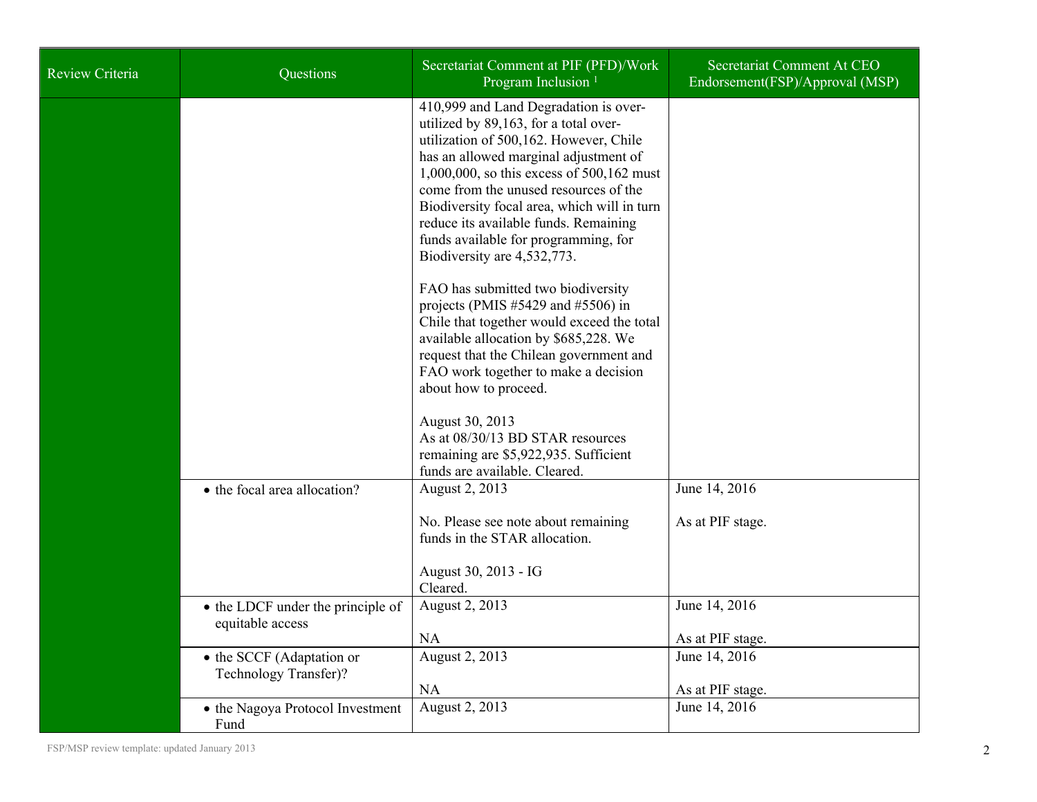| Review Criteria | Questions | Secretariat Comment at PIF (PFD)/Work Program Inclusion [1] | Secretariat Comment At CEO Endorsement(FSP)/Approval (MSP) |
|---|---|---|---|
| | | 410,999 and Land Degradation is over-utilized by 89,163, for a total over-utilization of 500,162. However, Chile has an allowed marginal adjustment of 1,000,000, so this excess of 500,162 must come from the unused resources of the Biodiversity focal area, which will in turn reduce its available funds. Remaining funds available for programming, for Biodiversity are 4,532,773.<br><br>FAO has submitted two biodiversity projects (PMIS #5429 and #5506) in Chile that together would exceed the total available allocation by $685,228. We request that the Chilean government and FAO work together to make a decision about how to proceed.<br><br>August 30, 2013<br>As at 08/30/13 BD STAR resources remaining are $5,922,935. Sufficient funds are available. Cleared. | |
| | • the focal area allocation? | August 2, 2013<br><br>No. Please see note about remaining funds in the STAR allocation.<br><br>August 30, 2013 - IG<br>Cleared. | June 14, 2016<br><br>As at PIF stage. |
| | • the LDCF under the principle of equitable access | August 2, 2013<br><br>NA | June 14, 2016<br><br>As at PIF stage. |
| | • the SCCF (Adaptation or Technology Transfer)? | August 2, 2013<br><br>NA | June 14, 2016<br><br>As at PIF stage. |
| | • the Nagoya Protocol Investment Fund | August 2, 2013 | June 14, 2016 |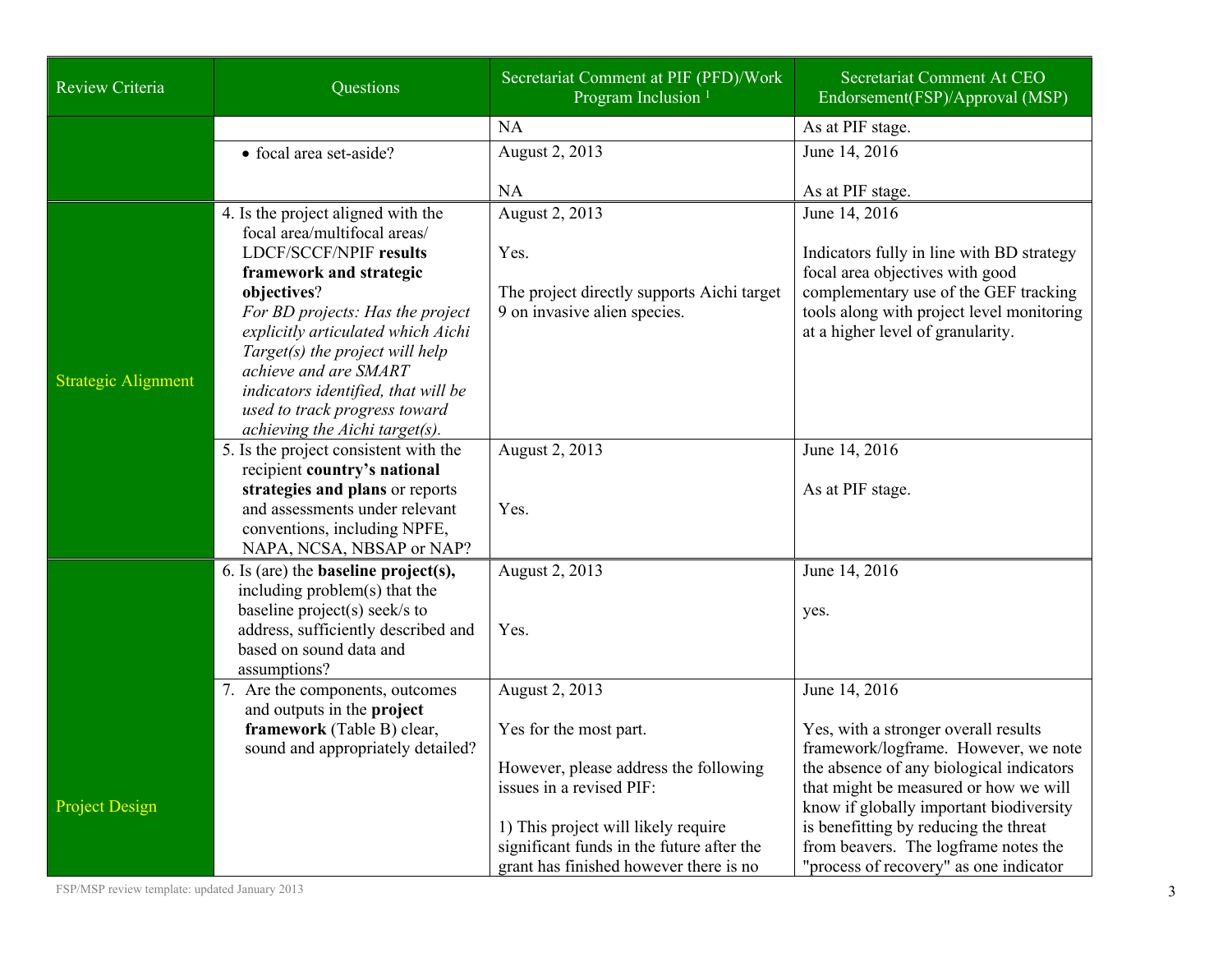| Review Criteria | Questions | Secretariat Comment at PIF (PFD)/Work Program Inclusion [1] | Secretariat Comment At CEO Endorsement(FSP)/Approval (MSP) |
|---|---|---|---|
| | | NA | As at PIF stage. |
| | • focal area set-aside? | August 2, 2013<br><br>NA | June 14, 2016<br><br>As at PIF stage. |
| Strategic Alignment | 4. Is the project aligned with the focal area/multifocal areas/ LDCF/SCCF/NPIF **results framework and strategic objectives**?<br>*For BD projects: Has the project explicitly articulated which Aichi Target(s) the project will help achieve and are SMART indicators identified, that will be used to track progress toward achieving the Aichi target(s).* | August 2, 2013<br><br>Yes.<br><br>The project directly supports Aichi target 9 on invasive alien species. | June 14, 2016<br><br>Indicators fully in line with BD strategy focal area objectives with good complementary use of the GEF tracking tools along with project level monitoring at a higher level of granularity. |
| | 5. Is the project consistent with the recipient **country's national strategies and plans** or reports and assessments under relevant conventions, including NPFE, NAPA, NCSA, NBSAP or NAP? | August 2, 2013<br><br>Yes. | June 14, 2016<br><br>As at PIF stage. |
| Project Design | 6. Is (are) the **baseline project(s),** including problem(s) that the baseline project(s) seek/s to address, sufficiently described and based on sound data and assumptions? | August 2, 2013<br><br>Yes. | June 14, 2016<br><br>yes. |
| | 7. Are the components, outcomes and outputs in the **project framework** (Table B) clear, sound and appropriately detailed? | August 2, 2013<br><br>Yes for the most part.<br><br>However, please address the following issues in a revised PIF:<br><br>1) This project will likely require significant funds in the future after the grant has finished however there is no | June 14, 2016<br><br>Yes, with a stronger overall results framework/logframe. However, we note the absence of any biological indicators that might be measured or how we will know if globally important biodiversity is benefitting by reducing the threat from beavers. The logframe notes the "process of recovery" as one indicator |

FSP/MSP review template: updated January 2013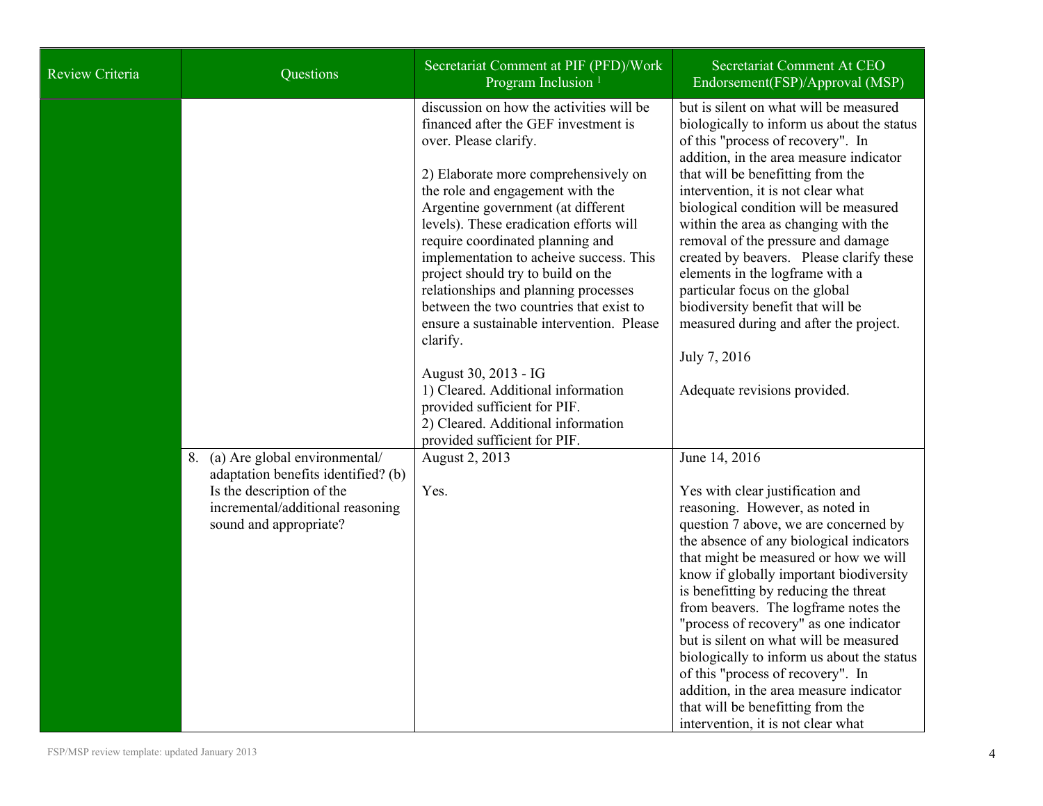| Review Criteria | Questions | Secretariat Comment at PIF (PFD)/Work Program Inclusion [1] | Secretariat Comment At CEO Endorsement(FSP)/Approval (MSP) |
|---|---|---|---|
| | | discussion on how the activities will be financed after the GEF investment is over. Please clarify.<br><br>2) Elaborate more comprehensively on the role and engagement with the Argentine government (at different levels). These eradication efforts will require coordinated planning and implementation to acheive success. This project should try to build on the relationships and planning processes between the two countries that exist to ensure a sustainable intervention. Please clarify.<br><br>August 30, 2013 - IG<br>1) Cleared. Additional information provided sufficient for PIF.<br>2) Cleared. Additional information provided sufficient for PIF. | but is silent on what will be measured biologically to inform us about the status of this "process of recovery". In addition, in the area measure indicator that will be benefitting from the intervention, it is not clear what biological condition will be measured within the area as changing with the removal of the pressure and damage created by beavers. Please clarify these elements in the logframe with a particular focus on the global biodiversity benefit that will be measured during and after the project.<br><br>July 7, 2016<br><br>Adequate revisions provided. |
| | 8. (a) Are global environmental/ adaptation benefits identified? (b) Is the description of the incremental/additional reasoning sound and appropriate? | August 2, 2013<br><br>Yes. | June 14, 2016<br><br>Yes with clear justification and reasoning. However, as noted in question 7 above, we are concerned by the absence of any biological indicators that might be measured or how we will know if globally important biodiversity is benefitting by reducing the threat from beavers. The logframe notes the "process of recovery" as one indicator but is silent on what will be measured biologically to inform us about the status of this "process of recovery". In addition, in the area measure indicator that will be benefitting from the intervention, it is not clear what |

FSP/MSP review template: updated January 2013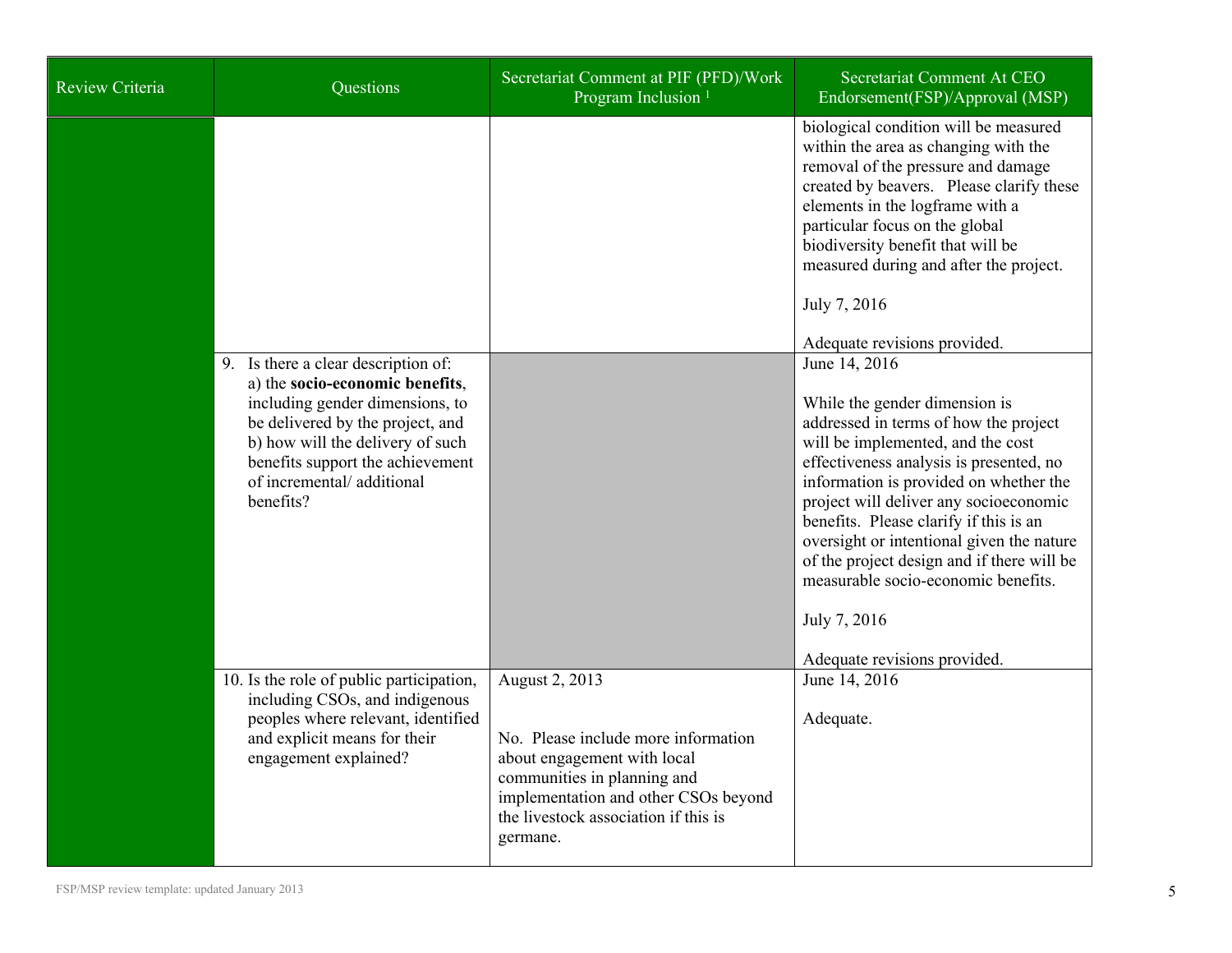| Review Criteria | Questions | Secretariat Comment at PIF (PFD)/Work Program Inclusion [1] | Secretariat Comment At CEO Endorsement(FSP)/Approval (MSP) |
|---|---|---|---|
| | | | biological condition will be measured within the area as changing with the removal of the pressure and damage created by beavers. Please clarify these elements in the logframe with a particular focus on the global biodiversity benefit that will be measured during and after the project.<br><br>July 7, 2016<br><br>Adequate revisions provided. |
| | 9. Is there a clear description of:<br>a) the **socio-economic benefits**, including gender dimensions, to be delivered by the project, and<br>b) how will the delivery of such benefits support the achievement of incremental/ additional benefits? | | June 14, 2016<br><br>While the gender dimension is addressed in terms of how the project will be implemented, and the cost effectiveness analysis is presented, no information is provided on whether the project will deliver any socioeconomic benefits. Please clarify if this is an oversight or intentional given the nature of the project design and if there will be measurable socio-economic benefits.<br><br>July 7, 2016<br><br>Adequate revisions provided. |
| | 10. Is the role of public participation, including CSOs, and indigenous peoples where relevant, identified and explicit means for their engagement explained? | August 2, 2013<br><br>No. Please include more information about engagement with local communities in planning and implementation and other CSOs beyond the livestock association if this is germane. | June 14, 2016<br><br>Adequate. |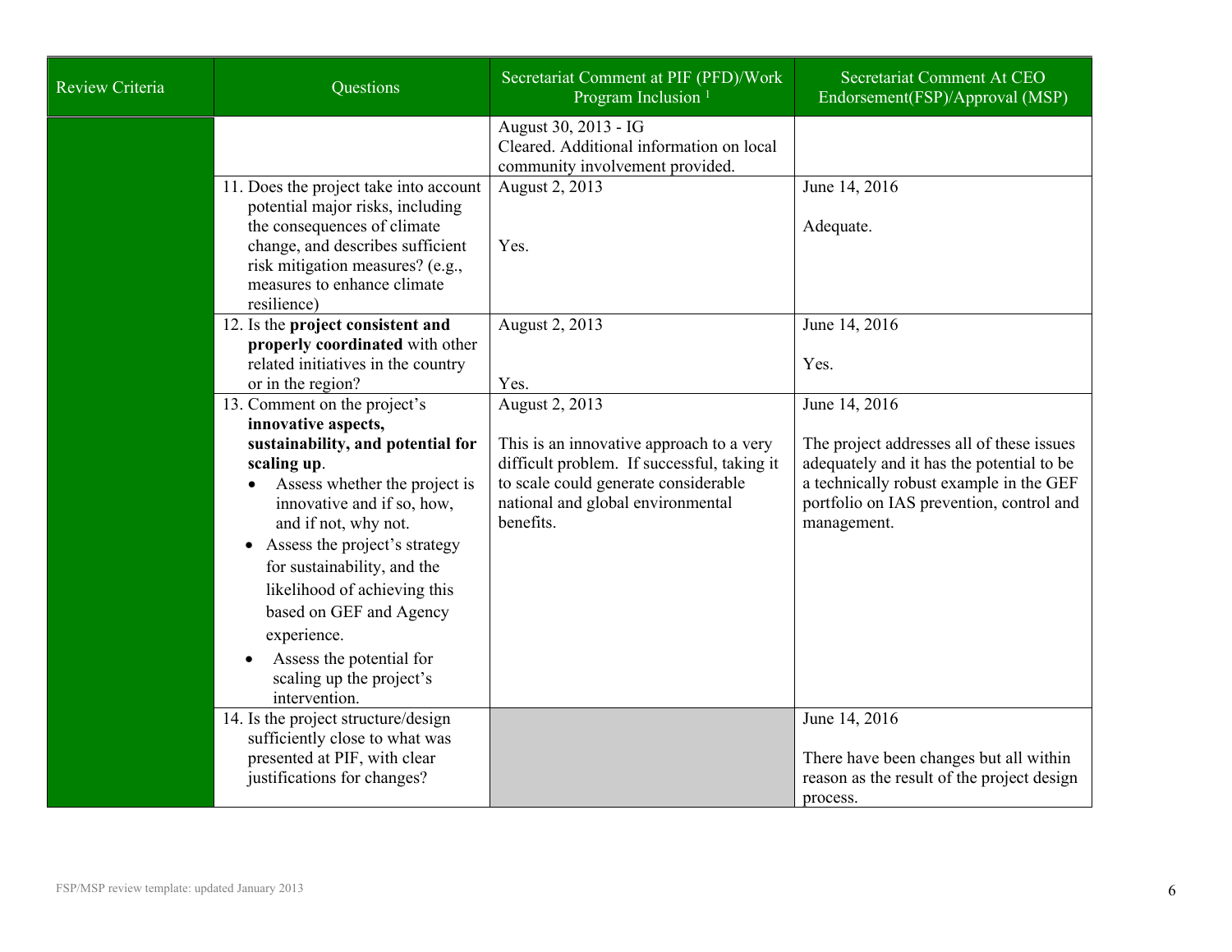| Review Criteria | Questions | Secretariat Comment at PIF (PFD)/Work Program Inclusion [1] | Secretariat Comment At CEO Endorsement(FSP)/Approval (MSP) |
|---|---|---|---|
| | | August 30, 2013 - IG<br>Cleared. Additional information on local community involvement provided. | |
| | 11. Does the project take into account potential major risks, including the consequences of climate change, and describes sufficient risk mitigation measures? (e.g., measures to enhance climate resilience) | August 2, 2013<br><br>Yes. | June 14, 2016<br><br>Adequate. |
| | 12. Is the **project consistent and properly coordinated** with other related initiatives in the country or in the region? | August 2, 2013<br><br>Yes. | June 14, 2016<br><br>Yes. |
| | 13. Comment on the project's **innovative aspects, sustainability, and potential for scaling up**.<br>• Assess whether the project is innovative and if so, how, and if not, why not.<br>• Assess the project's strategy for sustainability, and the likelihood of achieving this based on GEF and Agency experience.<br>• Assess the potential for scaling up the project's intervention. | August 2, 2013<br><br>This is an innovative approach to a very difficult problem. If successful, taking it to scale could generate considerable national and global environmental benefits. | June 14, 2016<br><br>The project addresses all of these issues adequately and it has the potential to be a technically robust example in the GEF portfolio on IAS prevention, control and management. |
| | 14. Is the project structure/design sufficiently close to what was presented at PIF, with clear justifications for changes? | | June 14, 2016<br><br>There have been changes but all within reason as the result of the project design process. |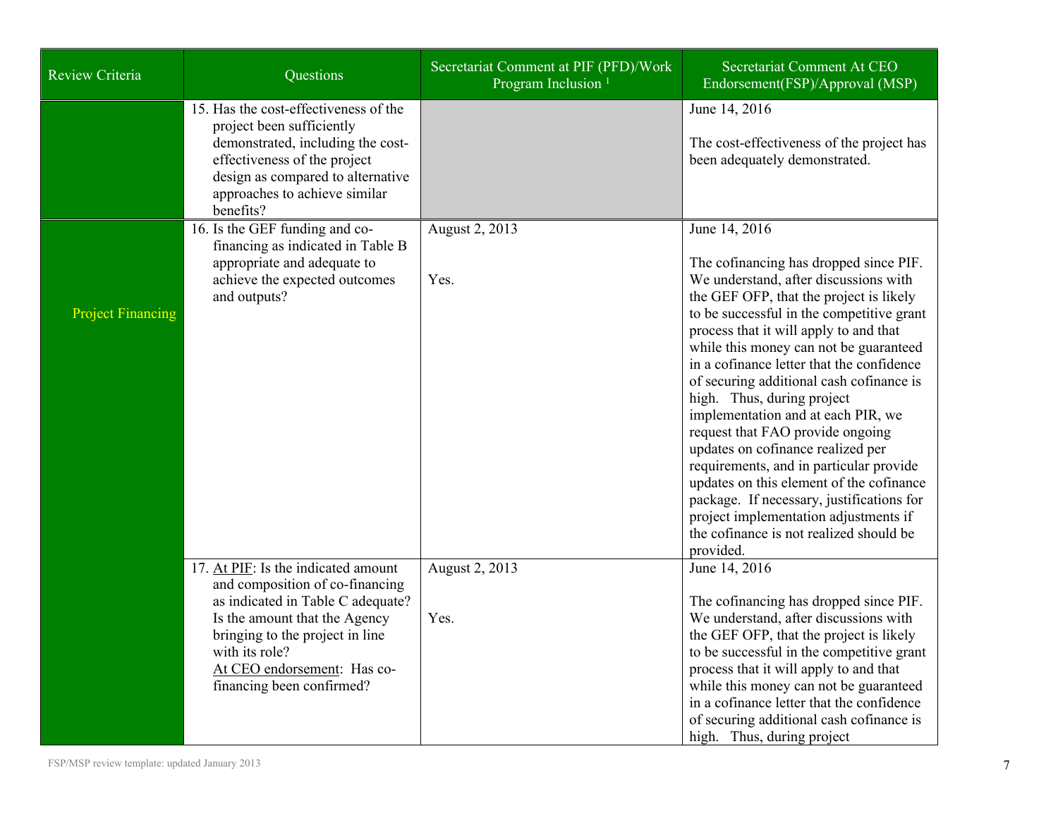| Review Criteria | Questions | Secretariat Comment at PIF (PFD)/Work Program Inclusion [1] | Secretariat Comment At CEO Endorsement(FSP)/Approval (MSP) |
| --- | --- | --- | --- |
| | 15. Has the cost-effectiveness of the project been sufficiently demonstrated, including the cost-effectiveness of the project design as compared to alternative approaches to achieve similar benefits? | | June 14, 2016<br><br>The cost-effectiveness of the project has been adequately demonstrated. |
| Project Financing | 16. Is the GEF funding and co-financing as indicated in Table B appropriate and adequate to achieve the expected outcomes and outputs? | August 2, 2013<br><br>Yes. | June 14, 2016<br><br>The cofinancing has dropped since PIF. We understand, after discussions with the GEF OFP, that the project is likely to be successful in the competitive grant process that it will apply to and that while this money can not be guaranteed in a cofinance letter that the confidence of securing additional cash cofinance is high. Thus, during project implementation and at each PIR, we request that FAO provide ongoing updates on cofinance realized per requirements, and in particular provide updates on this element of the cofinance package. If necessary, justifications for project implementation adjustments if the cofinance is not realized should be provided. |
| | 17. At PIF: Is the indicated amount and composition of co-financing as indicated in Table C adequate? Is the amount that the Agency bringing to the project in line with its role?<br>At CEO endorsement: Has co-financing been confirmed? | August 2, 2013<br><br>Yes. | June 14, 2016<br><br>The cofinancing has dropped since PIF. We understand, after discussions with the GEF OFP, that the project is likely to be successful in the competitive grant process that it will apply to and that while this money can not be guaranteed in a cofinance letter that the confidence of securing additional cash cofinance is high. Thus, during project |

FSP/MSP review template: updated January 2013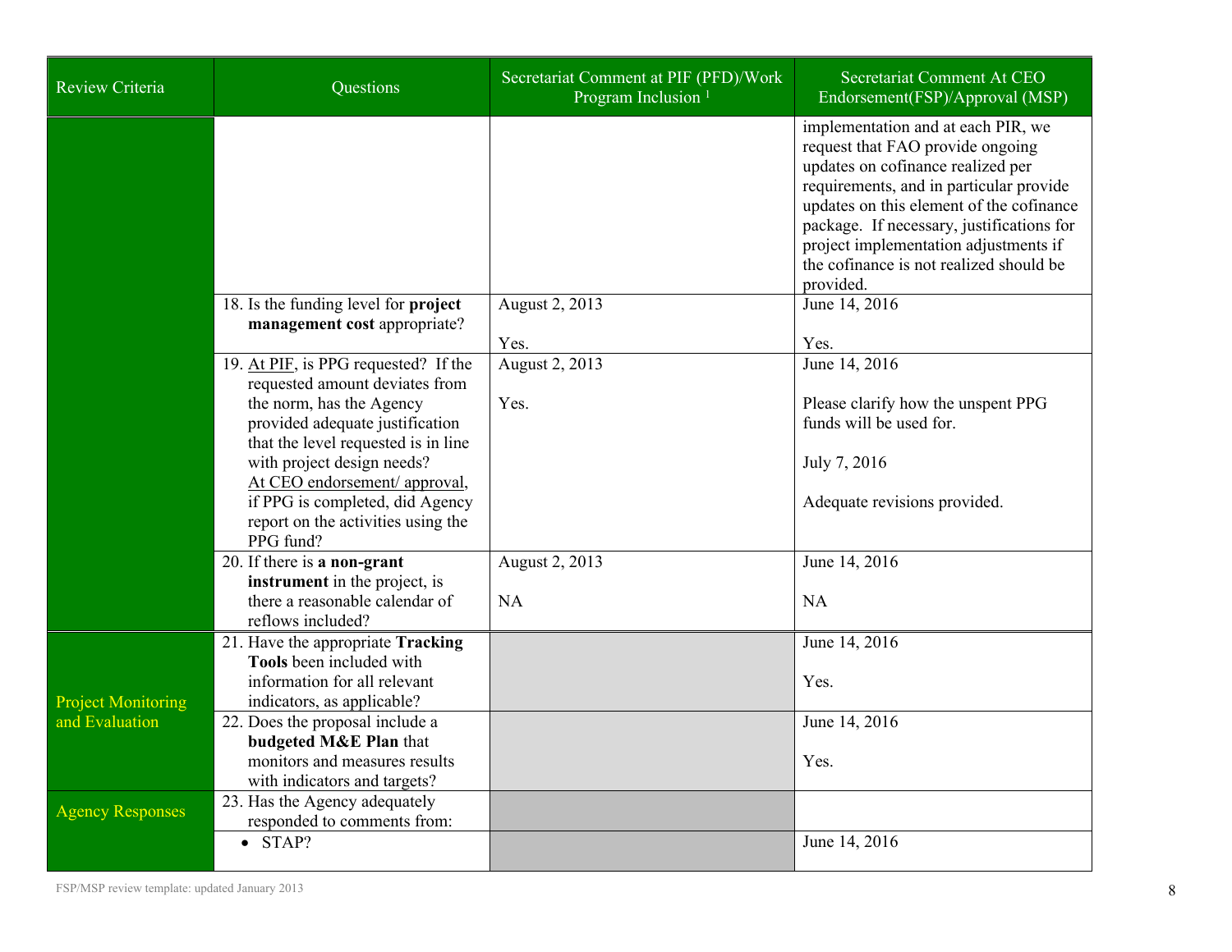| Review Criteria | Questions | Secretariat Comment at PIF (PFD)/Work Program Inclusion [1] | Secretariat Comment At CEO Endorsement(FSP)/Approval (MSP) |
|---|---|---|---|
| | | | implementation and at each PIR, we request that FAO provide ongoing updates on cofinance realized per requirements, and in particular provide updates on this element of the cofinance package. If necessary, justifications for project implementation adjustments if the cofinance is not realized should be provided. |
| | 18. Is the funding level for **project management cost** appropriate? | August 2, 2013<br><br>Yes. | June 14, 2016<br><br>Yes. |
| | 19. At PIF, is PPG requested? If the requested amount deviates from the norm, has the Agency provided adequate justification that the level requested is in line with project design needs?<br>At CEO endorsement/ approval, if PPG is completed, did Agency report on the activities using the PPG fund? | August 2, 2013<br><br>Yes. | June 14, 2016<br><br>Please clarify how the unspent PPG funds will be used for.<br><br>July 7, 2016<br><br>Adequate revisions provided. |
| | 20. If there is **a non-grant instrument** in the project, is there a reasonable calendar of reflows included? | August 2, 2013<br><br>NA | June 14, 2016<br><br>NA |
| Project Monitoring and Evaluation | 21. Have the appropriate **Tracking Tools** been included with information for all relevant indicators, as applicable? | | June 14, 2016<br><br>Yes. |
| | 22. Does the proposal include a **budgeted M&E Plan** that monitors and measures results with indicators and targets? | | June 14, 2016<br><br>Yes. |
| Agency Responses | 23. Has the Agency adequately responded to comments from: | | |
| | • STAP? | | June 14, 2016 |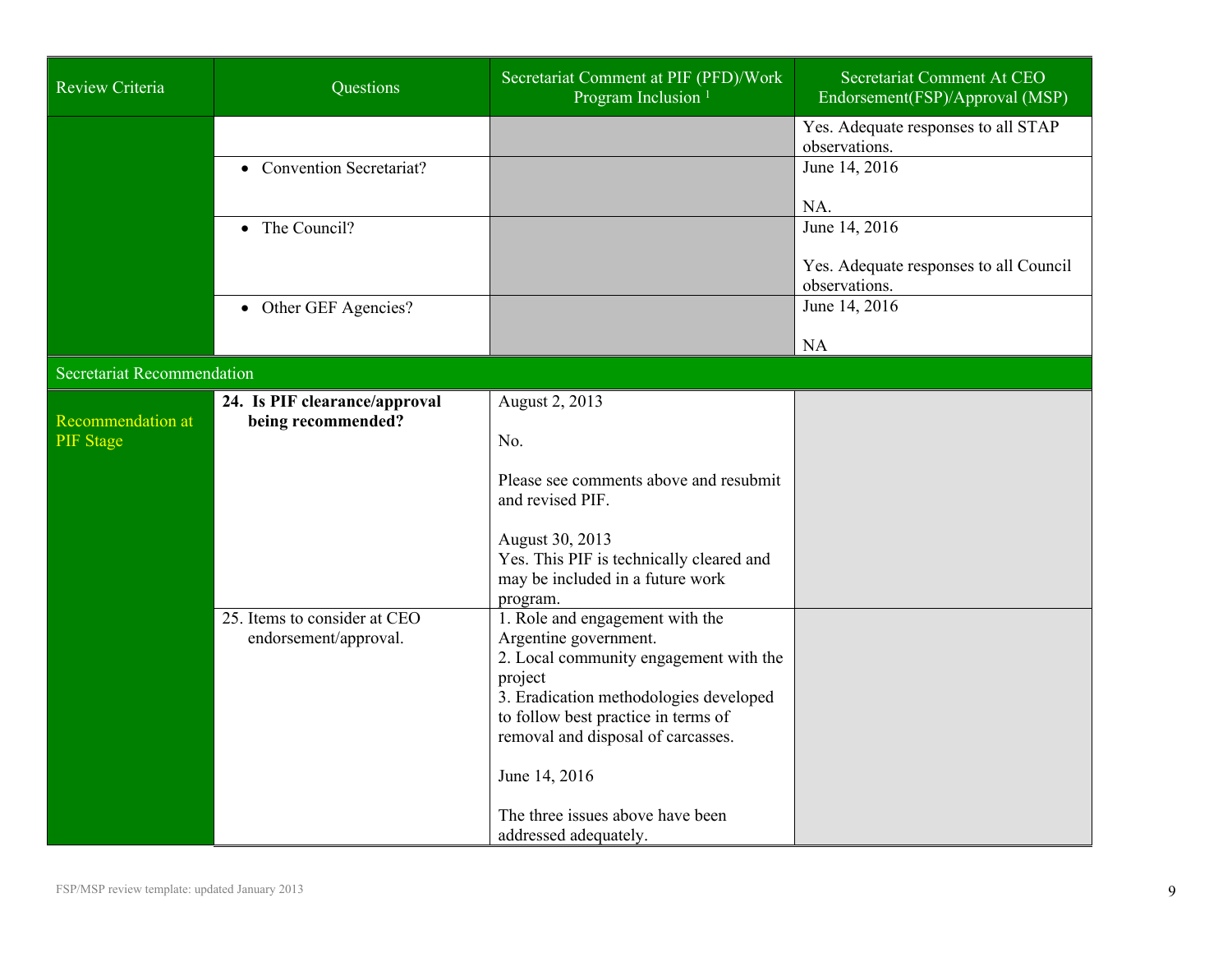| Review Criteria | Questions | Secretariat Comment at PIF (PFD)/Work Program Inclusion [1] | Secretariat Comment At CEO Endorsement(FSP)/Approval (MSP) |
|---|---|---|---|
| | | | Yes. Adequate responses to all STAP observations. |
| | • Convention Secretariat? | | June 14, 2016<br><br>NA. |
| | • The Council? | | June 14, 2016<br><br>Yes. Adequate responses to all Council observations. |
| | • Other GEF Agencies? | | June 14, 2016<br><br>NA |
| Secretariat Recommendation | | | |
| Recommendation at PIF Stage | **24. Is PIF clearance/approval being recommended?** | August 2, 2013<br><br>No.<br><br>Please see comments above and resubmit and revised PIF.<br><br>August 30, 2013<br>Yes. This PIF is technically cleared and may be included in a future work program. | |
| | 25. Items to consider at CEO endorsement/approval. | 1. Role and engagement with the Argentine government.<br>2. Local community engagement with the project<br>3. Eradication methodologies developed to follow best practice in terms of removal and disposal of carcasses.<br><br>June 14, 2016<br><br>The three issues above have been addressed adequately. | |

FSP/MSP review template: updated January 2013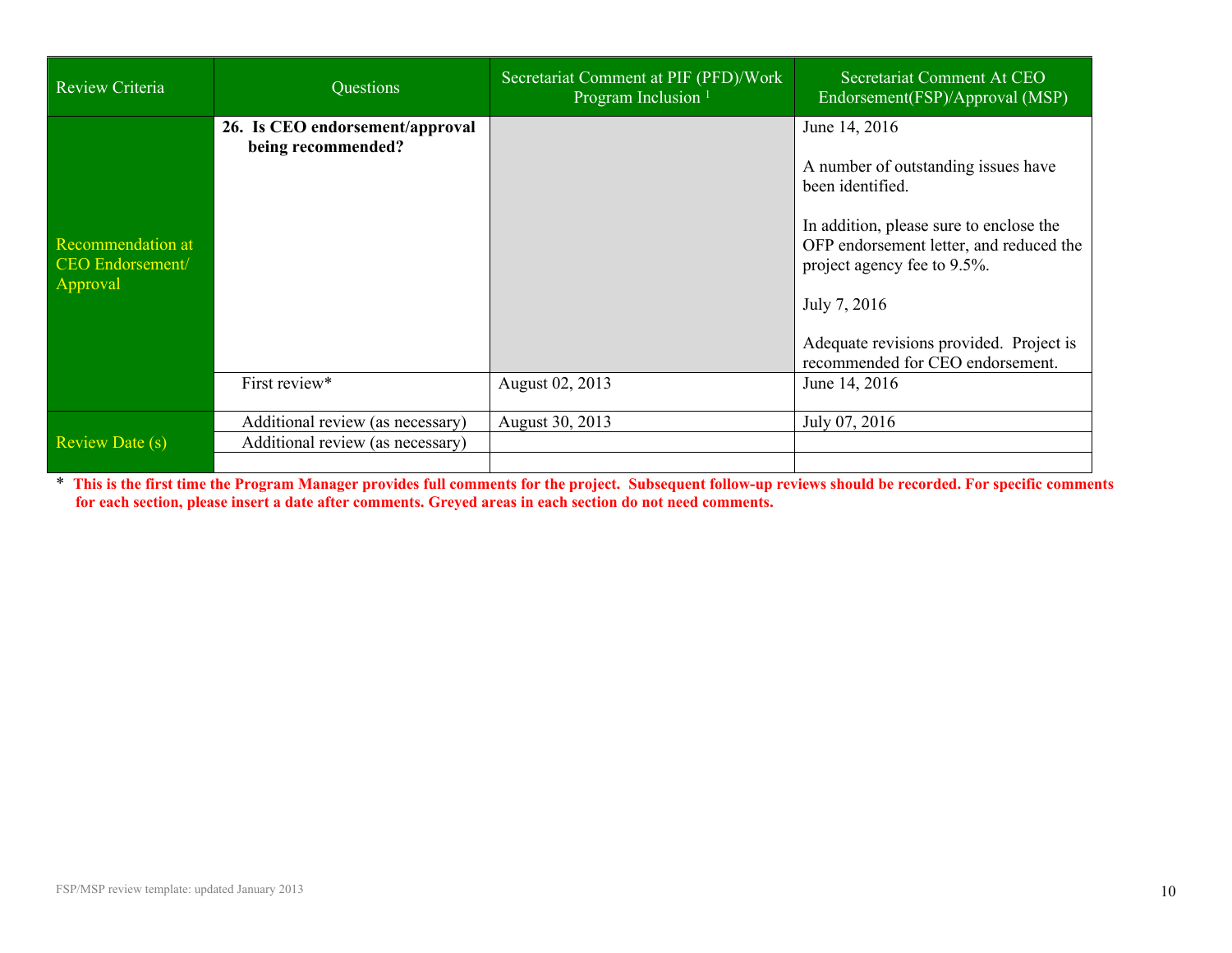| Review Criteria | Questions | Secretariat Comment at PIF (PFD)/Work Program Inclusion [1] | Secretariat Comment At CEO Endorsement(FSP)/Approval (MSP) |
|---|---|---|---|
| Recommendation at CEO Endorsement/ Approval | **26. Is CEO endorsement/approval being recommended?** | | June 14, 2016<br><br>A number of outstanding issues have been identified.<br><br>In addition, please sure to enclose the OFP endorsement letter, and reduced the project agency fee to 9.5%.<br><br>July 7, 2016<br><br>Adequate revisions provided. Project is recommended for CEO endorsement. |
| Review Date (s) | First review* | August 02, 2013 | June 14, 2016 |
| | Additional review (as necessary) | August 30, 2013 | July 07, 2016 |
| | Additional review (as necessary) | | |
| | | | |

\* **This is the first time the Program Manager provides full comments for the project. Subsequent follow-up reviews should be recorded. For specific comments for each section, please insert a date after comments. Greyed areas in each section do not need comments.**

FSP/MSP review template: updated January 2013